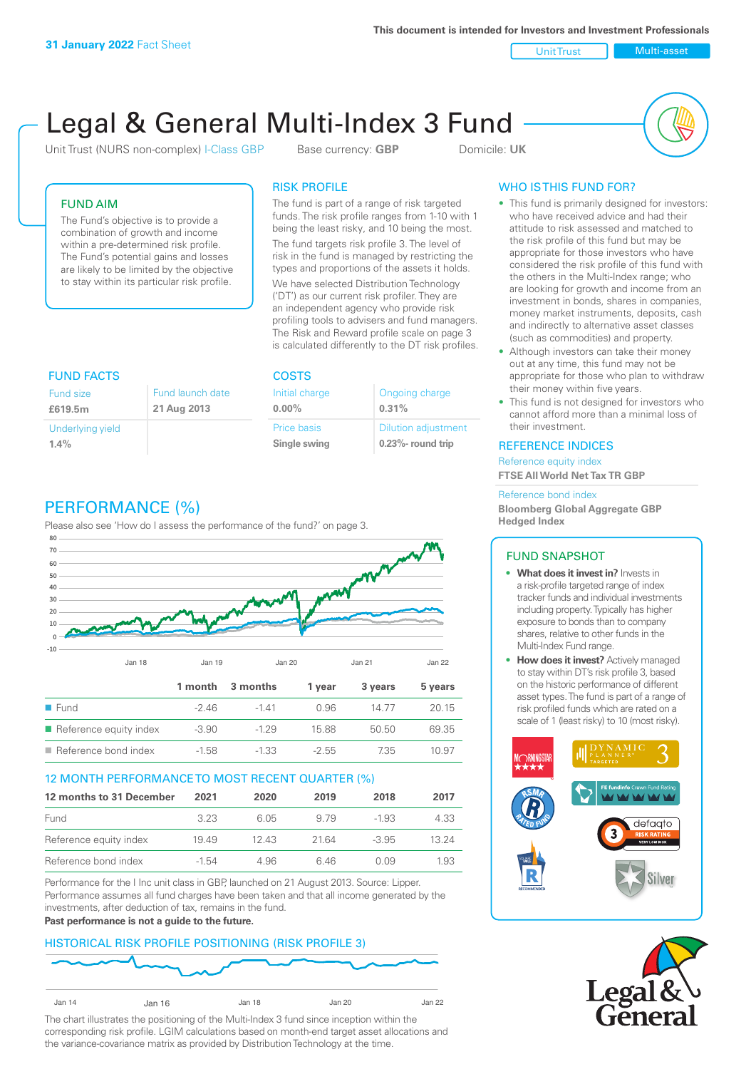**31 January 2022** Fact Sheet

This document is intended for Investors and Investment Professionals

Unit Trust | Multi-asset

# Legal & General Multi-Index 3 Fund

Unit Trust (NURS non-complex) I-Class GBP    Base currency: **GBP**    Domicile: **UK**

## FUND AIM

The Fund's objective is to provide a combination of growth and income within a pre-determined risk profile. The Fund's potential gains and losses are likely to be limited by the objective to stay within its particular risk profile.

## RISK PROFILE

The fund is part of a range of risk targeted funds. The risk profile ranges from 1-10 with 1 being the least risky, and 10 being the most.

The fund targets risk profile 3. The level of risk in the fund is managed by restricting the types and proportions of the assets it holds.

We have selected Distribution Technology ('DT') as our current risk profiler. They are an independent agency who provide risk profiling tools to advisers and fund managers. The Risk and Reward profile scale on page 3 is calculated differently to the DT risk profiles.

## WHO IS THIS FUND FOR?

- This fund is primarily designed for investors: who have received advice and had their attitude to risk assessed and matched to the risk profile of this fund but may be appropriate for those investors who have considered the risk profile of this fund with the others in the Multi-Index range; who are looking for growth and income from an investment in bonds, shares in companies, money market instruments, deposits, cash and indirectly to alternative asset classes (such as commodities) and property.
- Although investors can take their money out at any time, this fund may not be appropriate for those who plan to withdraw their money within five years.
- This fund is not designed for investors who cannot afford more than a minimal loss of their investment.

## FUND FACTS

| Fund size | Fund launch date |
|---|---|
| **£619.5m** | **21 Aug 2013** |
| Underlying yield | |
| **1.4%** | |

## COSTS

| Initial charge | Ongoing charge |
|---|---|
| **0.00%** | **0.31%** |
| Price basis | Dilution adjustment |
| **Single swing** | **0.23%- round trip** |

## REFERENCE INDICES

Reference equity index
**FTSE All World Net Tax TR GBP**

Reference bond index
**Bloomberg Global Aggregate GBP Hedged Index**

## PERFORMANCE (%)

Please also see 'How do I assess the performance of the fund?' on page 3.

| | 1 month | 3 months | 1 year | 3 years | 5 years |
|---|---|---|---|---|---|
| Fund | -2.46 | -1.41 | 0.96 | 14.77 | 20.15 |
| Reference equity index | -3.90 | -1.29 | 15.88 | 50.50 | 69.35 |
| Reference bond index | -1.58 | -1.33 | -2.55 | 7.35 | 10.97 |

## 12 MONTH PERFORMANCE TO MOST RECENT QUARTER (%)

| 12 months to 31 December | 2021 | 2020 | 2019 | 2018 | 2017 |
|---|---|---|---|---|---|
| Fund | 3.23 | 6.05 | 9.79 | -1.93 | 4.33 |
| Reference equity index | 19.49 | 12.43 | 21.64 | -3.95 | 13.24 |
| Reference bond index | -1.54 | 4.96 | 6.46 | 0.09 | 1.93 |

Performance for the I Inc unit class in GBP, launched on 21 August 2013. Source: Lipper. Performance assumes all fund charges have been taken and that all income generated by the investments, after deduction of tax, remains in the fund.

**Past performance is not a guide to the future.**

## FUND SNAPSHOT

- **What does it invest in?** Invests in a risk-profile targeted range of index tracker funds and individual investments including property. Typically has higher exposure to bonds than to company shares, relative to other funds in the Multi-Index Fund range.
- **How does it invest?** Actively managed to stay within DT's risk profile 3, based on the historic performance of different asset types. The fund is part of a range of risk profiled funds which are rated on a scale of 1 (least risky) to 10 (most risky).

## HISTORICAL RISK PROFILE POSITIONING (RISK PROFILE 3)

The chart illustrates the positioning of the Multi-Index 3 fund since inception within the corresponding risk profile. LGIM calculations based on month-end target asset allocations and the variance-covariance matrix as provided by Distribution Technology at the time.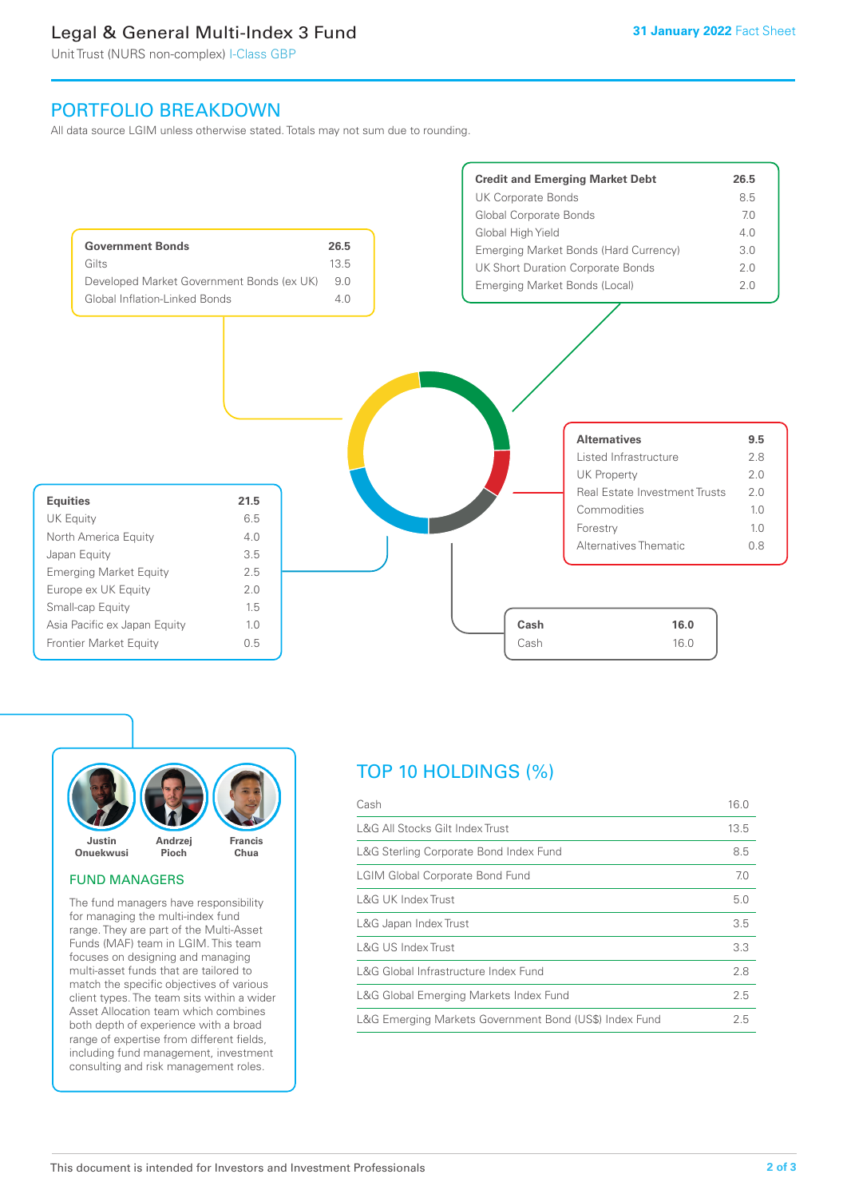Legal & General Multi-Index 3 Fund

Unit Trust (NURS non-complex) I-Class GBP

31 January 2022 Fact Sheet

## PORTFOLIO BREAKDOWN

All data source LGIM unless otherwise stated. Totals may not sum due to rounding.

| Government Bonds | 26.5 |
|---|---|
| Gilts | 13.5 |
| Developed Market Government Bonds (ex UK) | 9.0 |
| Global Inflation-Linked Bonds | 4.0 |

| Credit and Emerging Market Debt | 26.5 |
|---|---|
| UK Corporate Bonds | 8.5 |
| Global Corporate Bonds | 7.0 |
| Global High Yield | 4.0 |
| Emerging Market Bonds (Hard Currency) | 3.0 |
| UK Short Duration Corporate Bonds | 2.0 |
| Emerging Market Bonds (Local) | 2.0 |

| Alternatives | 9.5 |
|---|---|
| Listed Infrastructure | 2.8 |
| UK Property | 2.0 |
| Real Estate Investment Trusts | 2.0 |
| Commodities | 1.0 |
| Forestry | 1.0 |
| Alternatives Thematic | 0.8 |

| Equities | 21.5 |
|---|---|
| UK Equity | 6.5 |
| North America Equity | 4.0 |
| Japan Equity | 3.5 |
| Emerging Market Equity | 2.5 |
| Europe ex UK Equity | 2.0 |
| Small-cap Equity | 1.5 |
| Asia Pacific ex Japan Equity | 1.0 |
| Frontier Market Equity | 0.5 |

| Cash | 16.0 |
|---|---|
| Cash | 16.0 |

Justin Onuekwusi, Andrzej Pioch, Francis Chua

### FUND MANAGERS

The fund managers have responsibility for managing the multi-index fund range. They are part of the Multi-Asset Funds (MAF) team in LGIM. This team focuses on designing and managing multi-asset funds that are tailored to match the specific objectives of various client types. The team sits within a wider Asset Allocation team which combines both depth of experience with a broad range of expertise from different fields, including fund management, investment consulting and risk management roles.

## TOP 10 HOLDINGS (%)

| Holding | % |
|---|---|
| Cash | 16.0 |
| L&G All Stocks Gilt Index Trust | 13.5 |
| L&G Sterling Corporate Bond Index Fund | 8.5 |
| LGIM Global Corporate Bond Fund | 7.0 |
| L&G UK Index Trust | 5.0 |
| L&G Japan Index Trust | 3.5 |
| L&G US Index Trust | 3.3 |
| L&G Global Infrastructure Index Fund | 2.8 |
| L&G Global Emerging Markets Index Fund | 2.5 |
| L&G Emerging Markets Government Bond (US$) Index Fund | 2.5 |

This document is intended for Investors and Investment Professionals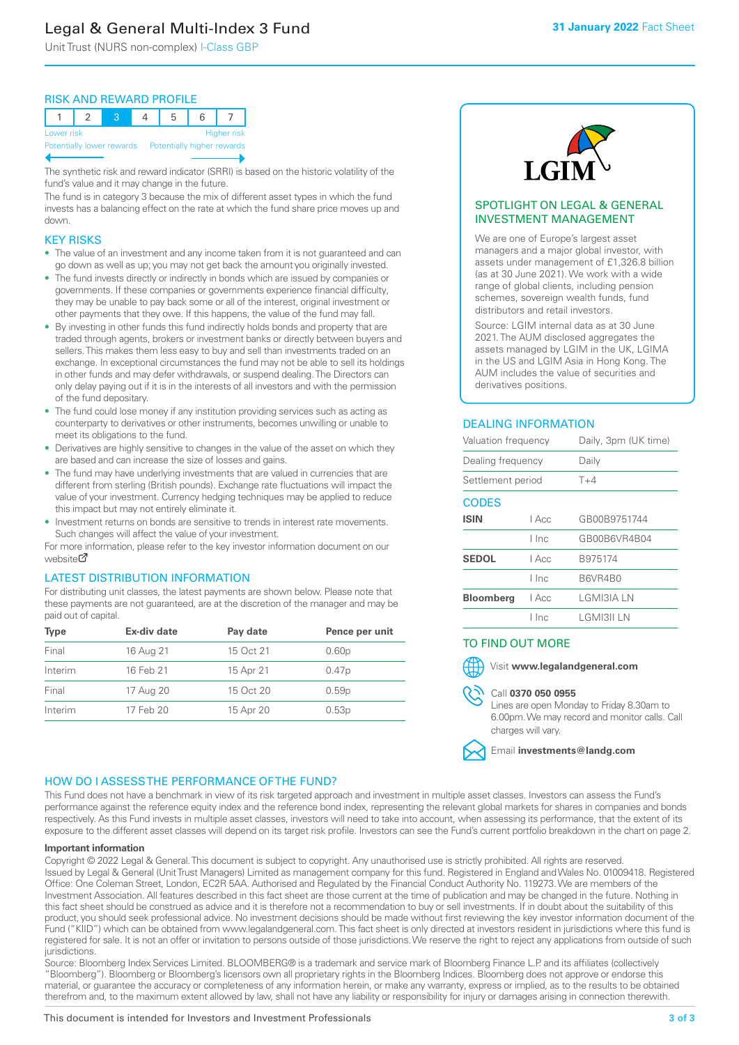# Legal & General Multi-Index 3 Fund

Unit Trust (NURS non-complex) I-Class GBP

31 January 2022 Fact Sheet

## RISK AND REWARD PROFILE

| 1 | 2 | 3 | 4 | 5 | 6 | 7 |
|---|---|---|---|---|---|---|

Lower risk — Higher risk

Potentially lower rewards — Potentially higher rewards

The synthetic risk and reward indicator (SRRI) is based on the historic volatility of the fund's value and it may change in the future.

The fund is in category 3 because the mix of different asset types in which the fund invests has a balancing effect on the rate at which the fund share price moves up and down.

## KEY RISKS

- The value of an investment and any income taken from it is not guaranteed and can go down as well as up; you may not get back the amount you originally invested.
- The fund invests directly or indirectly in bonds which are issued by companies or governments. If these companies or governments experience financial difficulty, they may be unable to pay back some or all of the interest, original investment or other payments that they owe. If this happens, the value of the fund may fall.
- By investing in other funds this fund indirectly holds bonds and property that are traded through agents, brokers or investment banks or directly between buyers and sellers. This makes them less easy to buy and sell than investments traded on an exchange. In exceptional circumstances the fund may not be able to sell its holdings in other funds and may defer withdrawals, or suspend dealing. The Directors can only delay paying out if it is in the interests of all investors and with the permission of the fund depositary.
- The fund could lose money if any institution providing services such as acting as counterparty to derivatives or other instruments, becomes unwilling or unable to meet its obligations to the fund.
- Derivatives are highly sensitive to changes in the value of the asset on which they are based and can increase the size of losses and gains.
- The fund may have underlying investments that are valued in currencies that are different from sterling (British pounds). Exchange rate fluctuations will impact the value of your investment. Currency hedging techniques may be applied to reduce this impact but may not entirely eliminate it.
- Investment returns on bonds are sensitive to trends in interest rate movements. Such changes will affect the value of your investment.

For more information, please refer to the key investor information document on our website

## LATEST DISTRIBUTION INFORMATION

For distributing unit classes, the latest payments are shown below. Please note that these payments are not guaranteed, are at the discretion of the manager and may be paid out of capital.

| Type | Ex-div date | Pay date | Pence per unit |
|---|---|---|---|
| Final | 16 Aug 21 | 15 Oct 21 | 0.60p |
| Interim | 16 Feb 21 | 15 Apr 21 | 0.47p |
| Final | 17 Aug 20 | 15 Oct 20 | 0.59p |
| Interim | 17 Feb 20 | 15 Apr 20 | 0.53p |

## SPOTLIGHT ON LEGAL & GENERAL INVESTMENT MANAGEMENT

We are one of Europe's largest asset managers and a major global investor, with assets under management of £1,326.8 billion (as at 30 June 2021). We work with a wide range of global clients, including pension schemes, sovereign wealth funds, fund distributors and retail investors.

Source: LGIM internal data as at 30 June 2021. The AUM disclosed aggregates the assets managed by LGIM in the UK, LGIMA in the US and LGIM Asia in Hong Kong. The AUM includes the value of securities and derivatives positions.

## DEALING INFORMATION

| | |
|---|---|
| Valuation frequency | Daily, 3pm (UK time) |
| Dealing frequency | Daily |
| Settlement period | T+4 |

## CODES

| | | |
|---|---|---|
| **ISIN** | I Acc | GB00B9751744 |
| | I Inc | GB00B6VR4B04 |
| **SEDOL** | I Acc | B975174 |
| | I Inc | B6VR4B0 |
| **Bloomberg** | I Acc | LGMI3IA LN |
| | I Inc | LGMI3II LN |

## TO FIND OUT MORE

Visit **www.legalandgeneral.com**

Call **0370 050 0955**
Lines are open Monday to Friday 8.30am to 6.00pm. We may record and monitor calls. Call charges will vary.

Email **investments@landg.com**

## HOW DO I ASSESS THE PERFORMANCE OF THE FUND?

This Fund does not have a benchmark in view of its risk targeted approach and investment in multiple asset classes. Investors can assess the Fund's performance against the reference equity index and the reference bond index, representing the relevant global markets for shares in companies and bonds respectively. As this Fund invests in multiple asset classes, investors will need to take into account, when assessing its performance, that the extent of its exposure to the different asset classes will depend on its target risk profile. Investors can see the Fund's current portfolio breakdown in the chart on page 2.

**Important information**

Copyright © 2022 Legal & General. This document is subject to copyright. Any unauthorised use is strictly prohibited. All rights are reserved.
Issued by Legal & General (Unit Trust Managers) Limited as management company for this fund. Registered in England and Wales No. 01009418. Registered Office: One Coleman Street, London, EC2R 5AA. Authorised and Regulated by the Financial Conduct Authority No. 119273. We are members of the Investment Association. All features described in this fact sheet are those current at the time of publication and may be changed in the future. Nothing in this fact sheet should be construed as advice and it is therefore not a recommendation to buy or sell investments. If in doubt about the suitability of this product, you should seek professional advice. No investment decisions should be made without first reviewing the key investor information document of the Fund ("KIID") which can be obtained from www.legalandgeneral.com. This fact sheet is only directed at investors resident in jurisdictions where this fund is registered for sale. It is not an offer or invitation to persons outside of those jurisdictions. We reserve the right to reject any applications from outside of such jurisdictions.
Source: Bloomberg Index Services Limited. BLOOMBERG® is a trademark and service mark of Bloomberg Finance L.P. and its affiliates (collectively "Bloomberg"). Bloomberg or Bloomberg's licensors own all proprietary rights in the Bloomberg Indices. Bloomberg does not approve or endorse this material, or guarantee the accuracy or completeness of any information herein, or make any warranty, express or implied, as to the results to be obtained therefrom and, to the maximum extent allowed by law, shall not have any liability or responsibility for injury or damages arising in connection therewith.

This document is intended for Investors and Investment Professionals